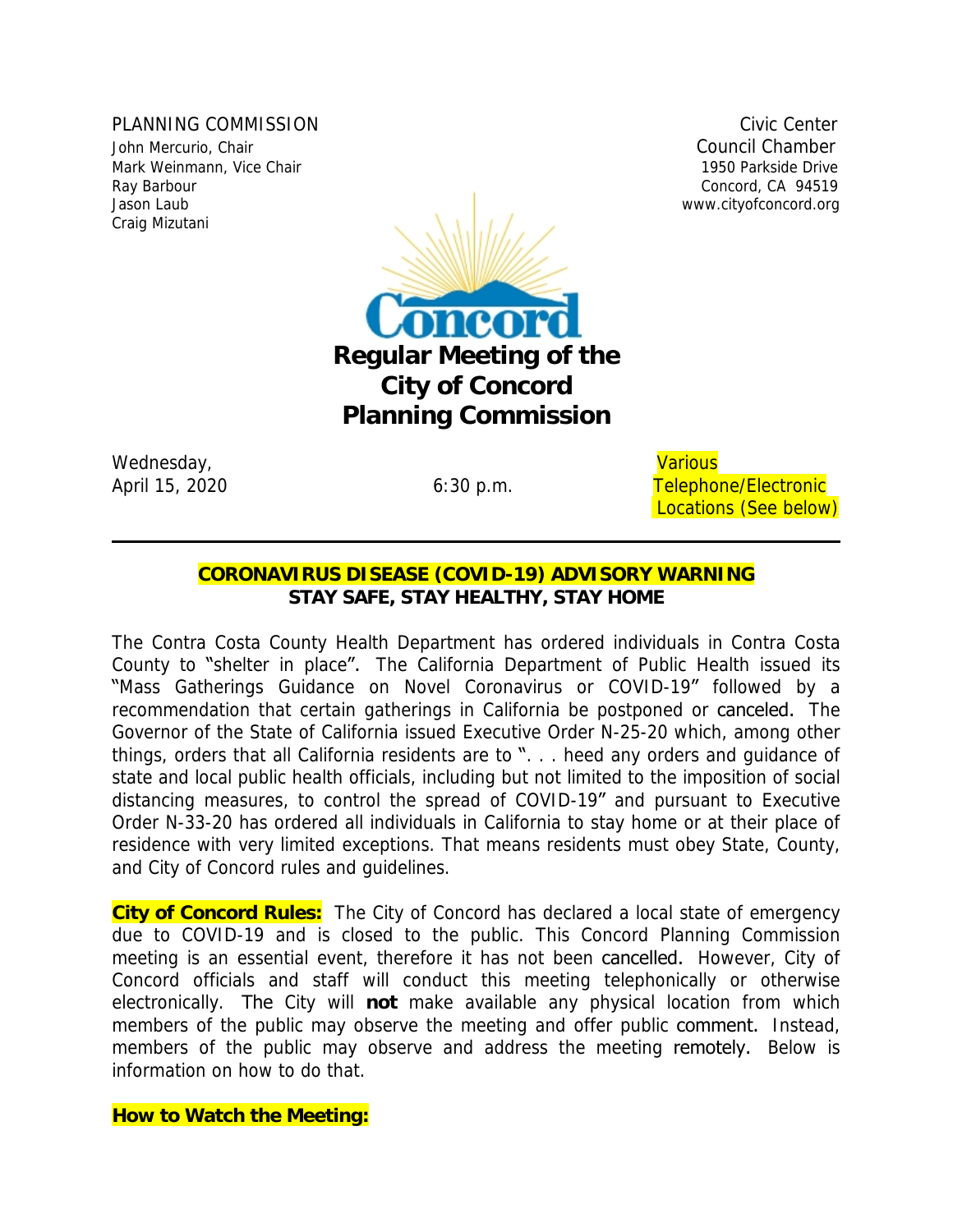PLANNING COMMISSION
John Mercurio, Chair
Mark Weinmann, Vice Chair
Ray Barbour
Jason Laub
Craig Mizutani

Civic Center
Council Chamber
1950 Parkside Drive
Concord, CA 94519
www.cityofconcord.org

# Regular Meeting of the City of Concord Planning Commission

Wednesday,
April 15, 2020

6:30 p.m.

Various Telephone/Electronic Locations (See below)

---

**CORONAVIRUS DISEASE (COVID-19) ADVISORY WARNING**
**STAY SAFE, STAY HEALTHY, STAY HOME**

The Contra Costa County Health Department has ordered individuals in Contra Costa County to "shelter in place". The California Department of Public Health issued its "Mass Gatherings Guidance on Novel Coronavirus or COVID-19" followed by a recommendation that certain gatherings in California be postponed or canceled. The Governor of the State of California issued Executive Order N-25-20 which, among other things, orders that all California residents are to ". . . heed any orders and guidance of state and local public health officials, including but not limited to the imposition of social distancing measures, to control the spread of COVID-19" and pursuant to Executive Order N-33-20 has ordered all individuals in California to stay home or at their place of residence with very limited exceptions. That means residents must obey State, County, and City of Concord rules and guidelines.

**City of Concord Rules:** The City of Concord has declared a local state of emergency due to COVID-19 and is closed to the public. This Concord Planning Commission meeting is an essential event, therefore it has not been cancelled. However, City of Concord officials and staff will conduct this meeting telephonically or otherwise electronically. The City will **not** make available any physical location from which members of the public may observe the meeting and offer public comment. Instead, members of the public may observe and address the meeting remotely. Below is information on how to do that.

**How to Watch the Meeting:**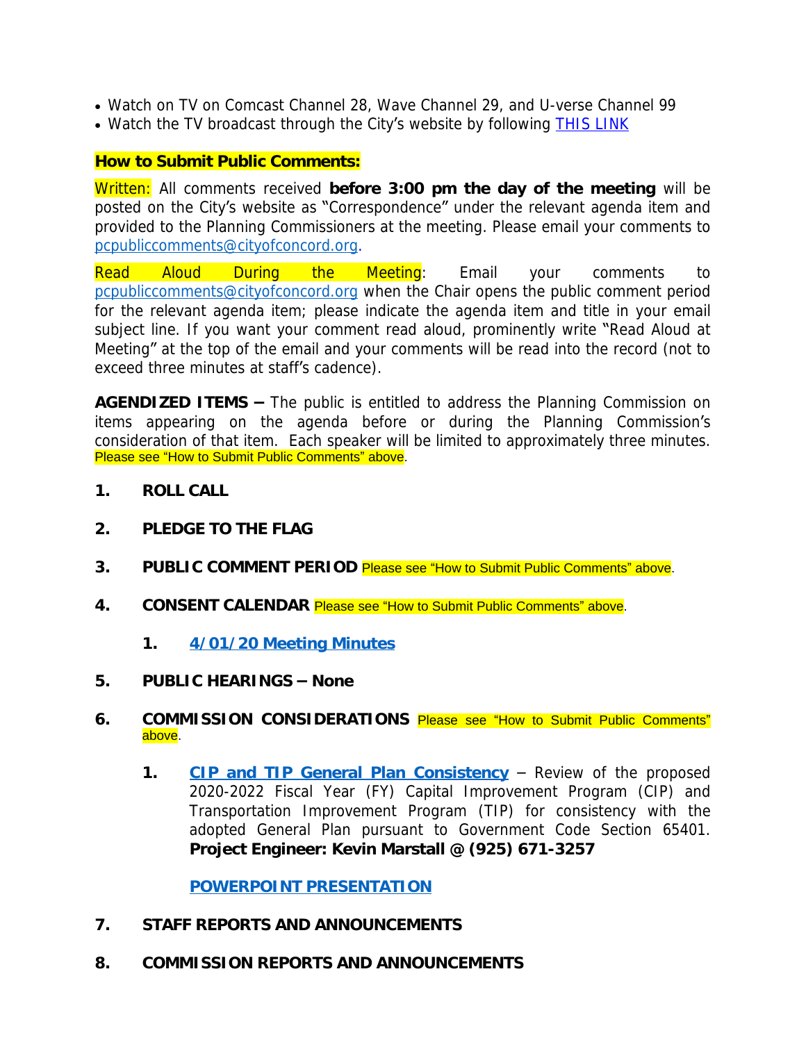- Watch on TV on Comcast Channel 28, Wave Channel 29, and U-verse Channel 99
- Watch the TV broadcast through the City's website by following THIS LINK

**How to Submit Public Comments:**

Written: All comments received **before 3:00 pm the day of the meeting** will be posted on the City's website as "Correspondence" under the relevant agenda item and provided to the Planning Commissioners at the meeting. Please email your comments to pcpubliccomments@cityofconcord.org.

Read Aloud During the Meeting: Email your comments to pcpubliccomments@cityofconcord.org when the Chair opens the public comment period for the relevant agenda item; please indicate the agenda item and title in your email subject line. If you want your comment read aloud, prominently write "Read Aloud at Meeting" at the top of the email and your comments will be read into the record (not to exceed three minutes at staff's cadence).

**AGENDIZED ITEMS –** The public is entitled to address the Planning Commission on items appearing on the agenda before or during the Planning Commission's consideration of that item. Each speaker will be limited to approximately three minutes. Please see "How to Submit Public Comments" above.

**1. ROLL CALL**

**2. PLEDGE TO THE FLAG**

**3. PUBLIC COMMENT PERIOD** Please see "How to Submit Public Comments" above.

**4. CONSENT CALENDAR** Please see "How to Submit Public Comments" above.

   **1. 4/01/20 Meeting Minutes**

**5. PUBLIC HEARINGS – None**

**6. COMMISSION CONSIDERATIONS** Please see "How to Submit Public Comments" above.

   **1. CIP and TIP General Plan Consistency** – Review of the proposed 2020-2022 Fiscal Year (FY) Capital Improvement Program (CIP) and Transportation Improvement Program (TIP) for consistency with the adopted General Plan pursuant to Government Code Section 65401. **Project Engineer: Kevin Marstall @ (925) 671-3257**

   **POWERPOINT PRESENTATION**

**7. STAFF REPORTS AND ANNOUNCEMENTS**

**8. COMMISSION REPORTS AND ANNOUNCEMENTS**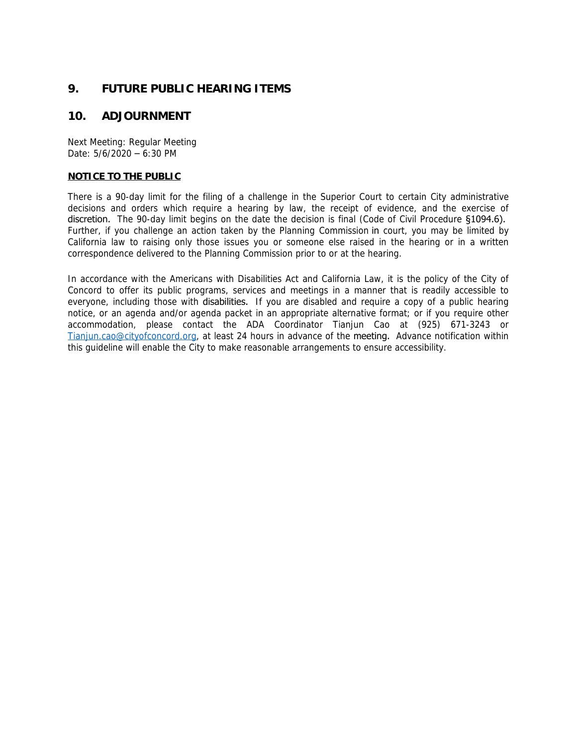## 9. FUTURE PUBLIC HEARING ITEMS

## 10. ADJOURNMENT

Next Meeting: Regular Meeting
Date: 5/6/2020 – 6:30 PM

**NOTICE TO THE PUBLIC**

There is a 90-day limit for the filing of a challenge in the Superior Court to certain City administrative decisions and orders which require a hearing by law, the receipt of evidence, and the exercise of discretion. The 90-day limit begins on the date the decision is final (Code of Civil Procedure §1094.6). Further, if you challenge an action taken by the Planning Commission in court, you may be limited by California law to raising only those issues you or someone else raised in the hearing or in a written correspondence delivered to the Planning Commission prior to or at the hearing.

In accordance with the Americans with Disabilities Act and California Law, it is the policy of the City of Concord to offer its public programs, services and meetings in a manner that is readily accessible to everyone, including those with disabilities. If you are disabled and require a copy of a public hearing notice, or an agenda and/or agenda packet in an appropriate alternative format; or if you require other accommodation, please contact the ADA Coordinator Tianjun Cao at (925) 671-3243 or Tianjun.cao@cityofconcord.org, at least 24 hours in advance of the meeting. Advance notification within this guideline will enable the City to make reasonable arrangements to ensure accessibility.